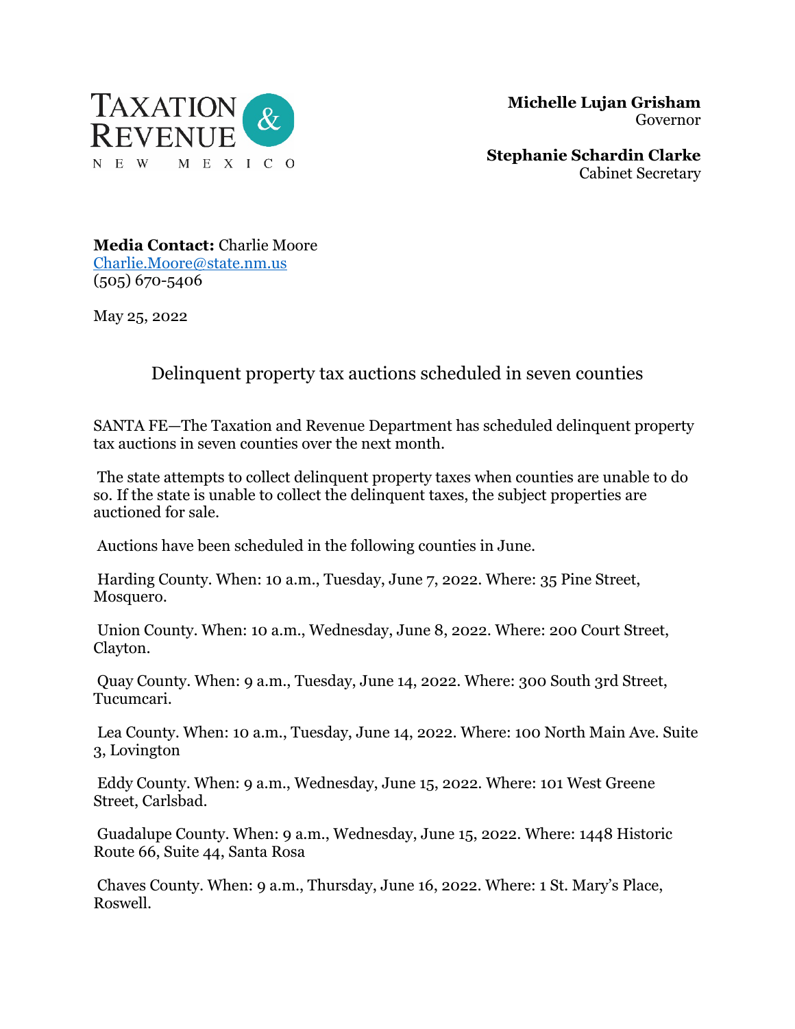TAXATION & REVENUE
NEW MEXICO

**Michelle Lujan Grisham**
Governor

**Stephanie Schardin Clarke**
Cabinet Secretary

**Media Contact:** Charlie Moore
[Charlie.Moore@state.nm.us](mailto:Charlie.Moore@state.nm.us)
(505) 670-5406

May 25, 2022

## Delinquent property tax auctions scheduled in seven counties

SANTA FE—The Taxation and Revenue Department has scheduled delinquent property tax auctions in seven counties over the next month.

The state attempts to collect delinquent property taxes when counties are unable to do so. If the state is unable to collect the delinquent taxes, the subject properties are auctioned for sale.

Auctions have been scheduled in the following counties in June.

Harding County. When: 10 a.m., Tuesday, June 7, 2022. Where: 35 Pine Street, Mosquero.

Union County. When: 10 a.m., Wednesday, June 8, 2022. Where: 200 Court Street, Clayton.

Quay County. When: 9 a.m., Tuesday, June 14, 2022. Where: 300 South 3rd Street, Tucumcari.

Lea County. When: 10 a.m., Tuesday, June 14, 2022. Where: 100 North Main Ave. Suite 3, Lovington

Eddy County. When: 9 a.m., Wednesday, June 15, 2022. Where: 101 West Greene Street, Carlsbad.

Guadalupe County. When: 9 a.m., Wednesday, June 15, 2022. Where: 1448 Historic Route 66, Suite 44, Santa Rosa

Chaves County. When: 9 a.m., Thursday, June 16, 2022. Where: 1 St. Mary's Place, Roswell.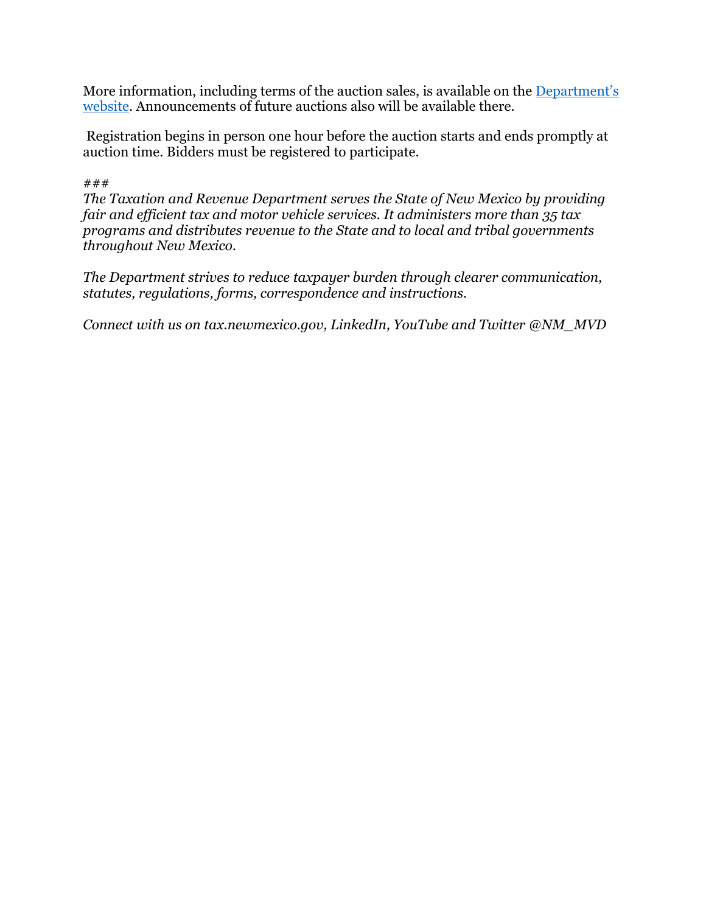More information, including terms of the auction sales, is available on the [Department's website](). Announcements of future auctions also will be available there.

Registration begins in person one hour before the auction starts and ends promptly at auction time. Bidders must be registered to participate.

*###*
*The Taxation and Revenue Department serves the State of New Mexico by providing fair and efficient tax and motor vehicle services. It administers more than 35 tax programs and distributes revenue to the State and to local and tribal governments throughout New Mexico.*

*The Department strives to reduce taxpayer burden through clearer communication, statutes, regulations, forms, correspondence and instructions.*

*Connect with us on tax.newmexico.gov, LinkedIn, YouTube and Twitter @NM_MVD*